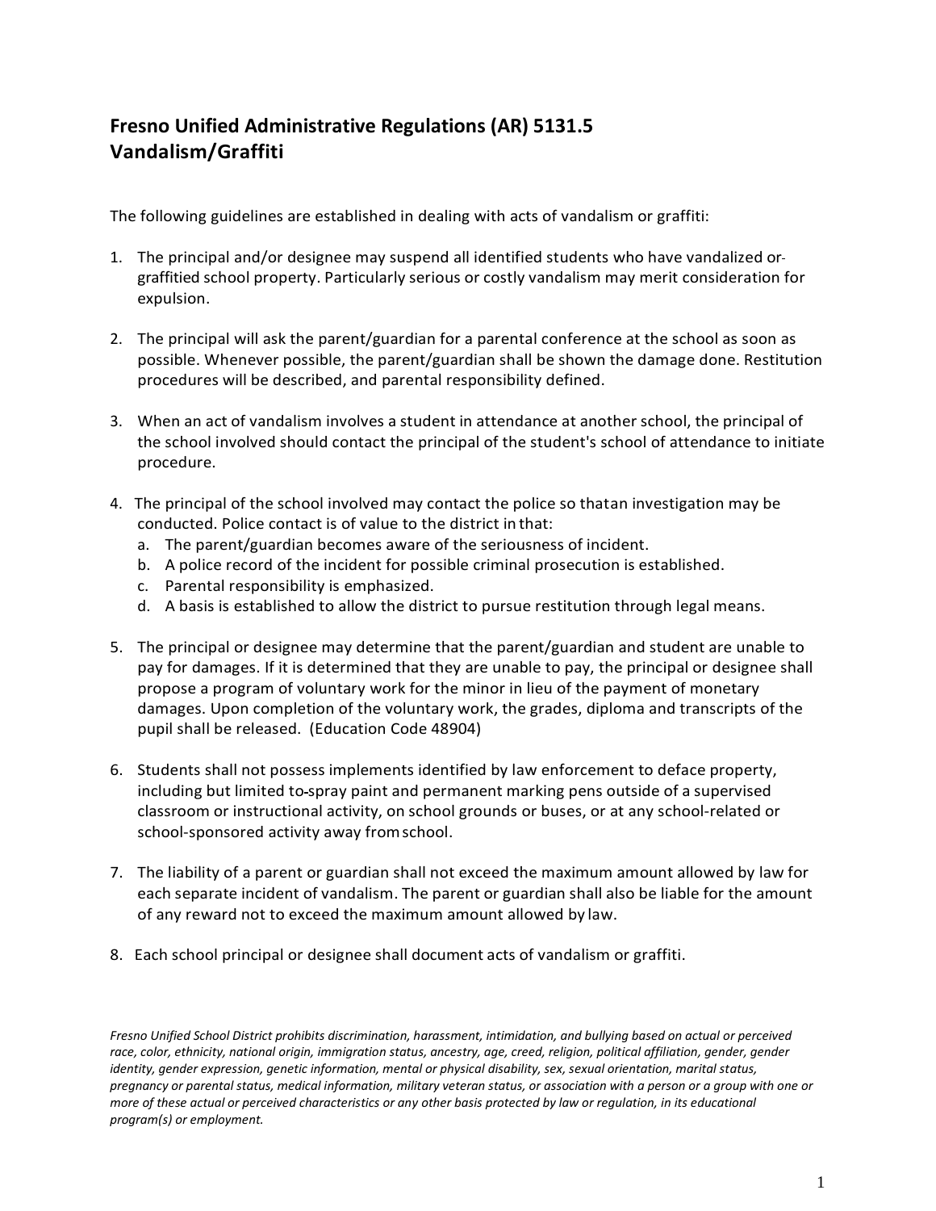## Fresno Unified Administrative Regulations (AR) 5131.5
## Vandalism/Graffiti

The following guidelines are established in dealing with acts of vandalism or graffiti:

1. The principal and/or designee may suspend all identified students who have vandalized or graffitied school property. Particularly serious or costly vandalism may merit consideration for expulsion.

2. The principal will ask the parent/guardian for a parental conference at the school as soon as possible. Whenever possible, the parent/guardian shall be shown the damage done. Restitution procedures will be described, and parental responsibility defined.

3. When an act of vandalism involves a student in attendance at another school, the principal of the school involved should contact the principal of the student's school of attendance to initiate procedure.

4. The principal of the school involved may contact the police so thatan investigation may be conducted. Police contact is of value to the district in that:
   a. The parent/guardian becomes aware of the seriousness of incident.
   b. A police record of the incident for possible criminal prosecution is established.
   c. Parental responsibility is emphasized.
   d. A basis is established to allow the district to pursue restitution through legal means.

5. The principal or designee may determine that the parent/guardian and student are unable to pay for damages. If it is determined that they are unable to pay, the principal or designee shall propose a program of voluntary work for the minor in lieu of the payment of monetary damages. Upon completion of the voluntary work, the grades, diploma and transcripts of the pupil shall be released. (Education Code 48904)

6. Students shall not possess implements identified by law enforcement to deface property, including but limited to spray paint and permanent marking pens outside of a supervised classroom or instructional activity, on school grounds or buses, or at any school-related or school-sponsored activity away from school.

7. The liability of a parent or guardian shall not exceed the maximum amount allowed by law for each separate incident of vandalism. The parent or guardian shall also be liable for the amount of any reward not to exceed the maximum amount allowed by law.

8. Each school principal or designee shall document acts of vandalism or graffiti.

*Fresno Unified School District prohibits discrimination, harassment, intimidation, and bullying based on actual or perceived race, color, ethnicity, national origin, immigration status, ancestry, age, creed, religion, political affiliation, gender, gender identity, gender expression, genetic information, mental or physical disability, sex, sexual orientation, marital status, pregnancy or parental status, medical information, military veteran status, or association with a person or a group with one or more of these actual or perceived characteristics or any other basis protected by law or regulation, in its educational program(s) or employment.*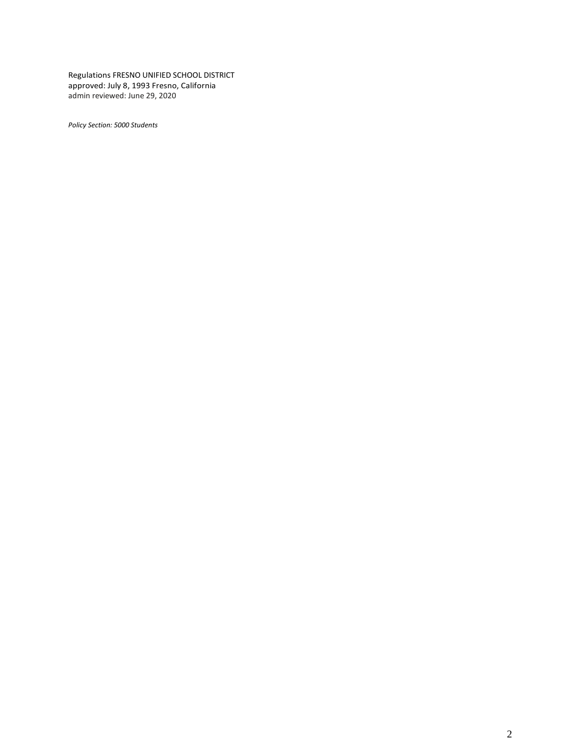Regulations FRESNO UNIFIED SCHOOL DISTRICT
approved: July 8, 1993 Fresno, California
admin reviewed: June 29, 2020

*Policy Section: 5000 Students*